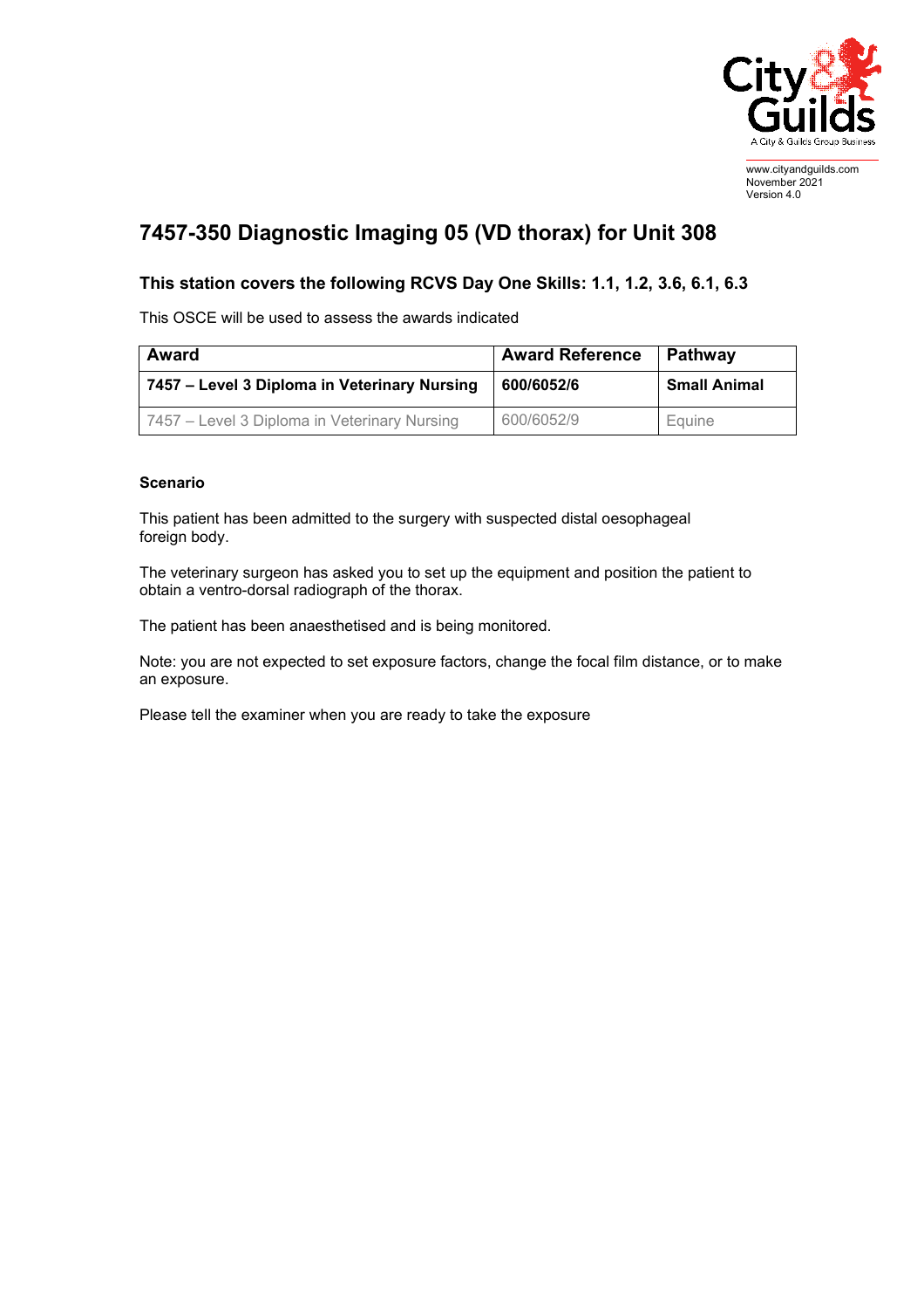www.cityandguilds.com
November 2021
Version 4.0

# 7457-350 Diagnostic Imaging 05 (VD thorax) for Unit 308

### This station covers the following RCVS Day One Skills: 1.1, 1.2, 3.6, 6.1, 6.3

This OSCE will be used to assess the awards indicated

| Award | Award Reference | Pathway |
|---|---|---|
| **7457 – Level 3 Diploma in Veterinary Nursing** | **600/6052/6** | **Small Animal** |
| 7457 – Level 3 Diploma in Veterinary Nursing | 600/6052/9 | Equine |

**Scenario**

This patient has been admitted to the surgery with suspected distal oesophageal foreign body.

The veterinary surgeon has asked you to set up the equipment and position the patient to obtain a ventro-dorsal radiograph of the thorax.

The patient has been anaesthetised and is being monitored.

Note: you are not expected to set exposure factors, change the focal film distance, or to make an exposure.

Please tell the examiner when you are ready to take the exposure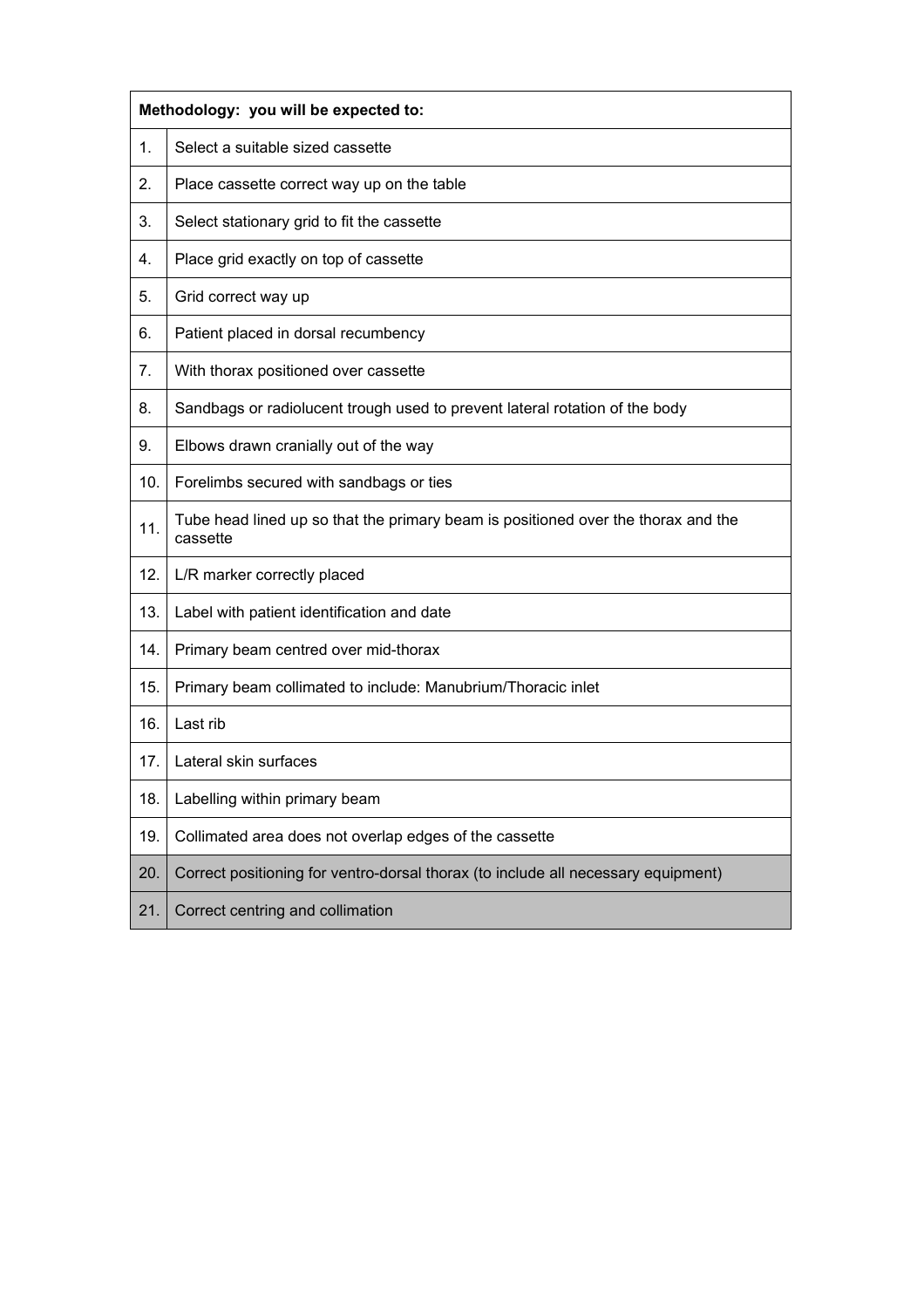| Methodology: you will be expected to: | |
|---|---|
| 1. | Select a suitable sized cassette |
| 2. | Place cassette correct way up on the table |
| 3. | Select stationary grid to fit the cassette |
| 4. | Place grid exactly on top of cassette |
| 5. | Grid correct way up |
| 6. | Patient placed in dorsal recumbency |
| 7. | With thorax positioned over cassette |
| 8. | Sandbags or radiolucent trough used to prevent lateral rotation of the body |
| 9. | Elbows drawn cranially out of the way |
| 10. | Forelimbs secured with sandbags or ties |
| 11. | Tube head lined up so that the primary beam is positioned over the thorax and the cassette |
| 12. | L/R marker correctly placed |
| 13. | Label with patient identification and date |
| 14. | Primary beam centred over mid-thorax |
| 15. | Primary beam collimated to include: Manubrium/Thoracic inlet |
| 16. | Last rib |
| 17. | Lateral skin surfaces |
| 18. | Labelling within primary beam |
| 19. | Collimated area does not overlap edges of the cassette |
| 20. | Correct positioning for ventro-dorsal thorax (to include all necessary equipment) |
| 21. | Correct centring and collimation |